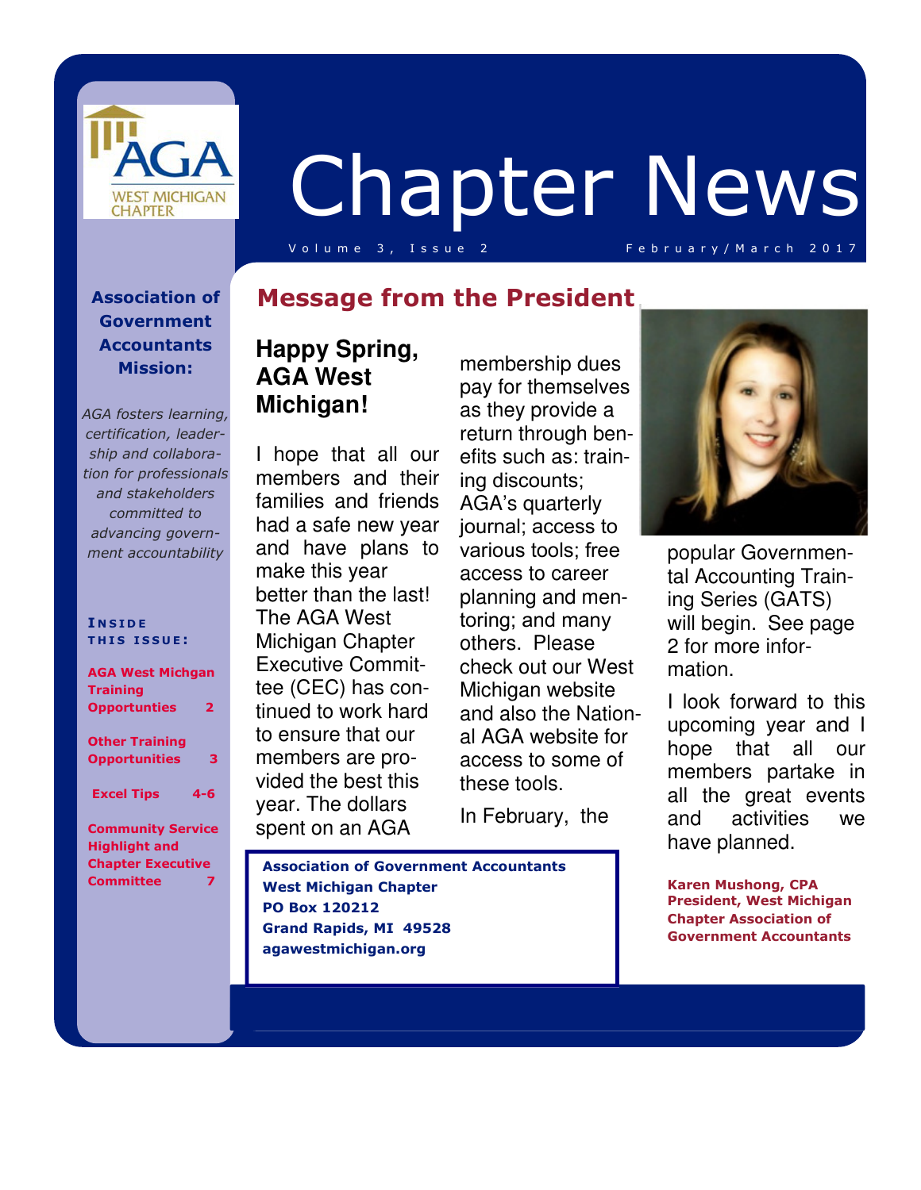# Chapter News

Volume 3, Issue 2 — February/March 2017

**Association of Government Accountants Mission:**

*AGA fosters learning, certification, leadership and collaboration for professionals and stakeholders committed to advancing government accountability*

**INSIDE THIS ISSUE:**

- AGA West Michgan Training Opportunties — 2
- Other Training Opportunities — 3
- Excel Tips — 4-6
- Community Service Highlight and Chapter Executive Committee — 7

## Message from the President

### Happy Spring, AGA West Michigan!

I hope that all our members and their families and friends had a safe new year and have plans to make this year better than the last! The AGA West Michigan Chapter Executive Committee (CEC) has continued to work hard to ensure that our members are provided the best this year. The dollars spent on an AGA membership dues pay for themselves as they provide a return through benefits such as: training discounts; AGA's quarterly journal; access to various tools; free access to career planning and mentoring; and many others. Please check out our West Michigan website and also the National AGA website for access to some of these tools.

In February, the popular Governmental Accounting Training Series (GATS) will begin. See page 2 for more information.

I look forward to this upcoming year and I hope that all our members partake in all the great events and activities we have planned.

**Karen Mushong, CPA**
**President, West Michigan Chapter Association of Government Accountants**

**Association of Government Accountants**
**West Michigan Chapter**
**PO Box 120212**
**Grand Rapids, MI 49528**
**agawestmichigan.org**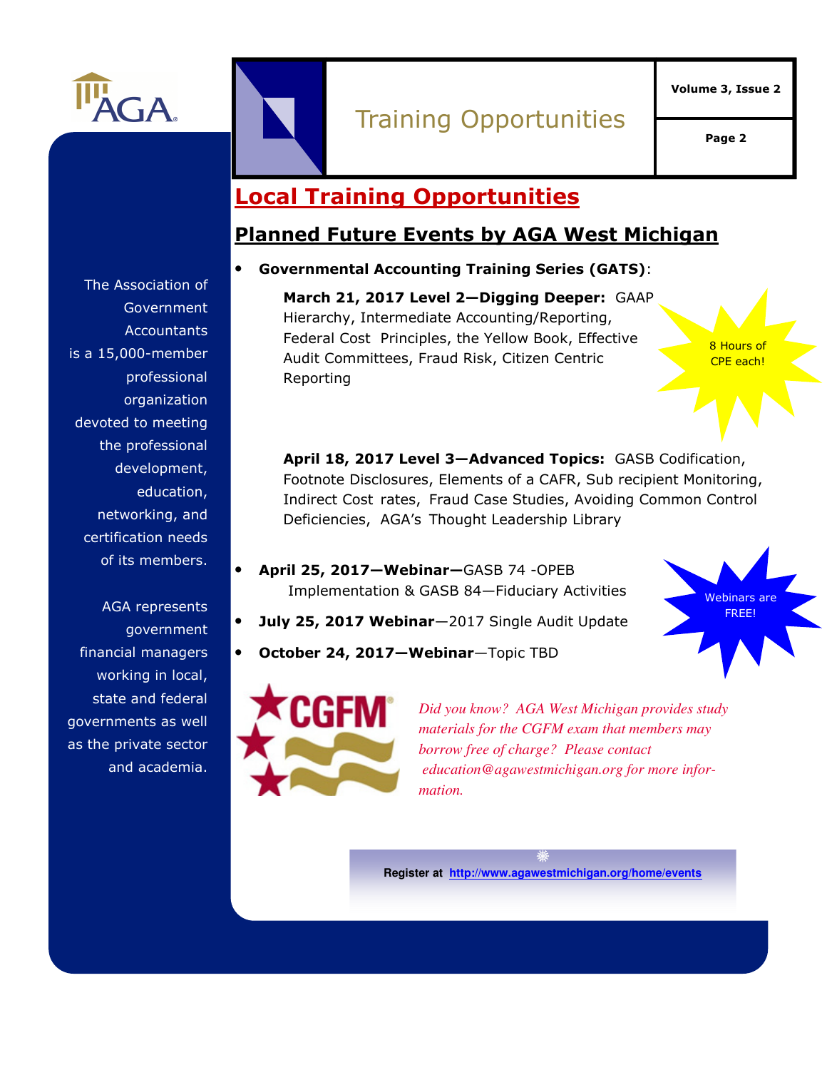# Training Opportunities

The Association of Government Accountants is a 15,000-member professional organization devoted to meeting the professional development, education, networking, and certification needs of its members.

AGA represents government financial managers working in local, state and federal governments as well as the private sector and academia.

## Local Training Opportunities

### Planned Future Events by AGA West Michigan

- **Governmental Accounting Training Series (GATS)**:

  **March 21, 2017 Level 2—Digging Deeper:** GAAP Hierarchy, Intermediate Accounting/Reporting, Federal Cost Principles, the Yellow Book, Effective Audit Committees, Fraud Risk, Citizen Centric Reporting

  **April 18, 2017 Level 3—Advanced Topics:** GASB Codification, Footnote Disclosures, Elements of a CAFR, Sub recipient Monitoring, Indirect Cost rates, Fraud Case Studies, Avoiding Common Control Deficiencies, AGA's Thought Leadership Library

8 Hours of CPE each!

- **April 25, 2017—Webinar—**GASB 74 -OPEB Implementation & GASB 84—Fiduciary Activities
- **July 25, 2017 Webinar**—2017 Single Audit Update
- **October 24, 2017—Webinar**—Topic TBD

Webinars are FREE!

*Did you know? AGA West Michigan provides study materials for the CGFM exam that members may borrow free of charge? Please contact education@agawestmichigan.org for more information.*

**Register at** http://www.agawestmichigan.org/home/events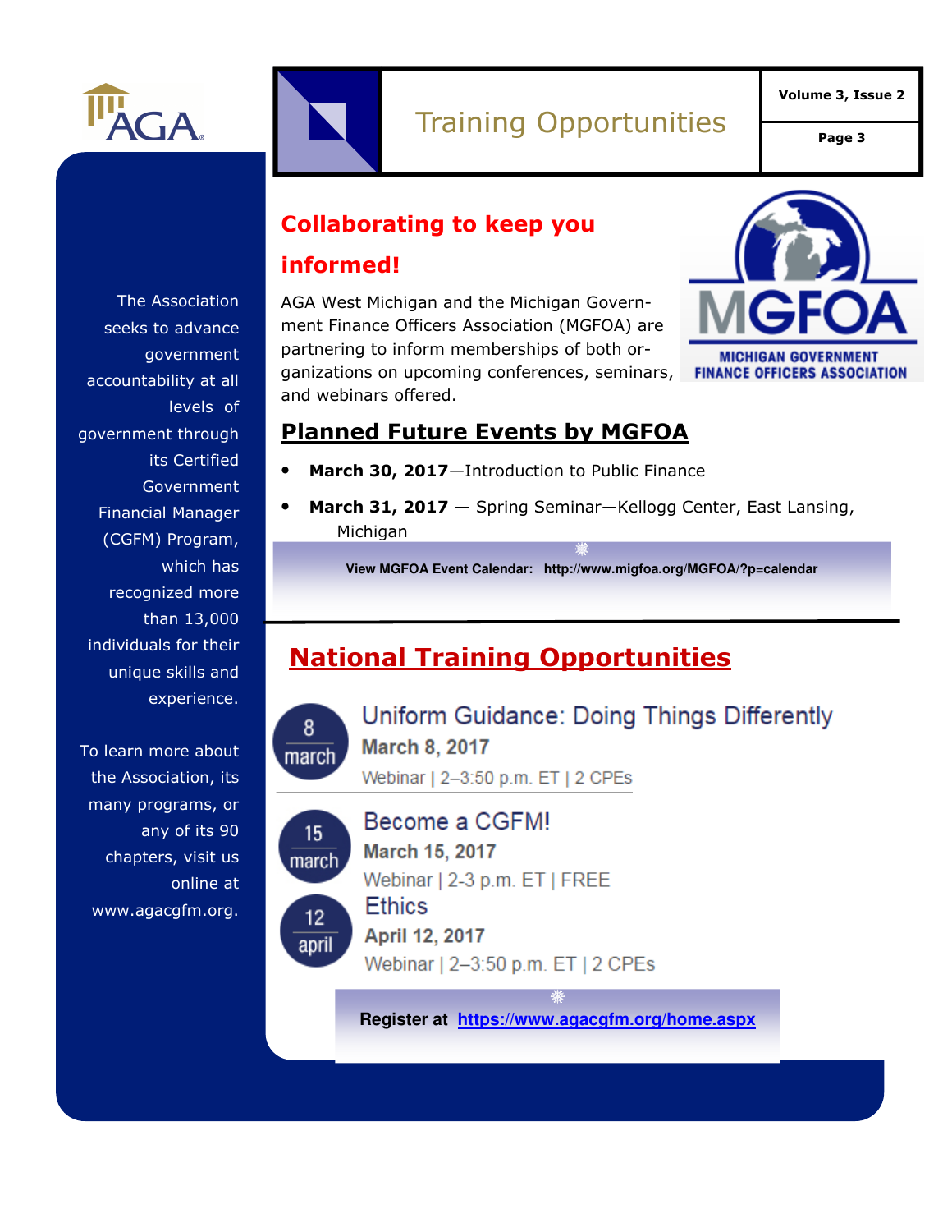# Training Opportunities

The Association seeks to advance government accountability at all levels of government through its Certified Government Financial Manager (CGFM) Program, which has recognized more than 13,000 individuals for their unique skills and experience.

To learn more about the Association, its many programs, or any of its 90 chapters, visit us online at www.agacgfm.org.

## Collaborating to keep you informed!

AGA West Michigan and the Michigan Government Finance Officers Association (MGFOA) are partnering to inform memberships of both organizations on upcoming conferences, seminars, and webinars offered.

## Planned Future Events by MGFOA

- **March 30, 2017**—Introduction to Public Finance
- **March 31, 2017** — Spring Seminar—Kellogg Center, East Lansing, Michigan

**View MGFOA Event Calendar: http://www.migfoa.org/MGFOA/?p=calendar**

## National Training Opportunities

**8 march**
### Uniform Guidance: Doing Things Differently
**March 8, 2017**
Webinar | 2–3:50 p.m. ET | 2 CPEs

**15 march**
### Become a CGFM!
**March 15, 2017**
Webinar | 2-3 p.m. ET | FREE

**12 april**
### Ethics
**April 12, 2017**
Webinar | 2–3:50 p.m. ET | 2 CPEs

**Register at https://www.agacgfm.org/home.aspx**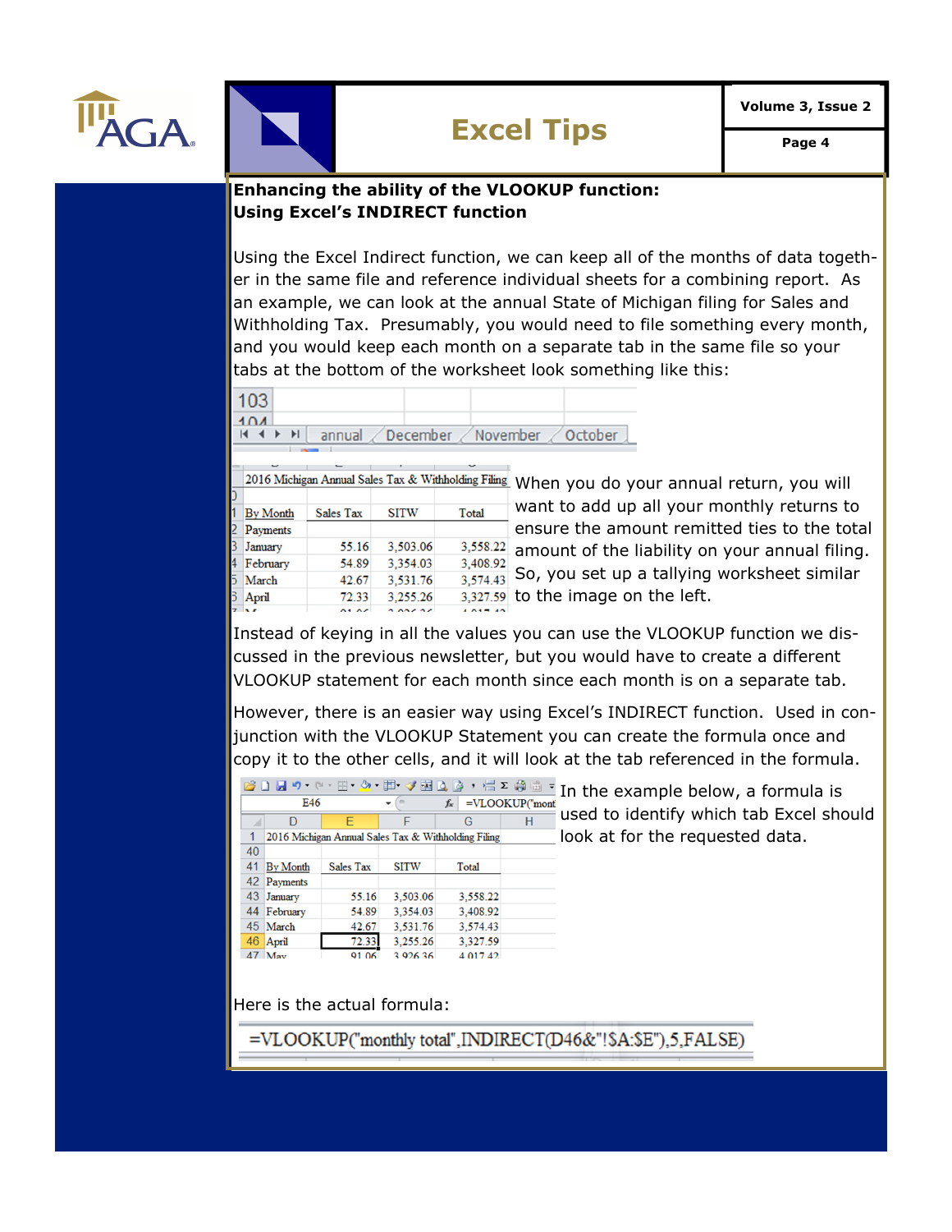## Enhancing the ability of the VLOOKUP function: Using Excel's INDIRECT function

Using the Excel Indirect function, we can keep all of the months of data together in the same file and reference individual sheets for a combining report. As an example, we can look at the annual State of Michigan filing for Sales and Withholding Tax. Presumably, you would need to file something every month, and you would keep each month on a separate tab in the same file so your tabs at the bottom of the worksheet look something like this:

| 2016 Michigan Annual Sales Tax & Withholding Filing | | | |
|---|---|---|---|
| By Month | Sales Tax | SITW | Total |
| Payments | | | |
| January | 55.16 | 3,503.06 | 3,558.22 |
| February | 54.89 | 3,354.03 | 3,408.92 |
| March | 42.67 | 3,531.76 | 3,574.43 |
| April | 72.33 | 3,255.26 | 3,327.59 |

When you do your annual return, you will want to add up all your monthly returns to ensure the amount remitted ties to the total amount of the liability on your annual filing. So, you set up a tallying worksheet similar to the image on the left.

Instead of keying in all the values you can use the VLOOKUP function we discussed in the previous newsletter, but you would have to create a different VLOOKUP statement for each month since each month is on a separate tab.

However, there is an easier way using Excel's INDIRECT function. Used in conjunction with the VLOOKUP Statement you can create the formula once and copy it to the other cells, and it will look at the tab referenced in the formula.

| | D | E | F | G |
|---|---|---|---|---|
| 1 | 2016 Michigan Annual Sales Tax & Withholding Filing | | | |
| 40 | | | | |
| 41 | By Month | Sales Tax | SITW | Total |
| 42 | Payments | | | |
| 43 | January | 55.16 | 3,503.06 | 3,558.22 |
| 44 | February | 54.89 | 3,354.03 | 3,408.92 |
| 45 | March | 42.67 | 3,531.76 | 3,574.43 |
| 46 | April | 72.33 | 3,255.26 | 3,327.59 |

In the example below, a formula is used to identify which tab Excel should look at for the requested data.

Here is the actual formula:

```
=VLOOKUP("monthly total",INDIRECT(D46&"!$A:$E"),5,FALSE)
```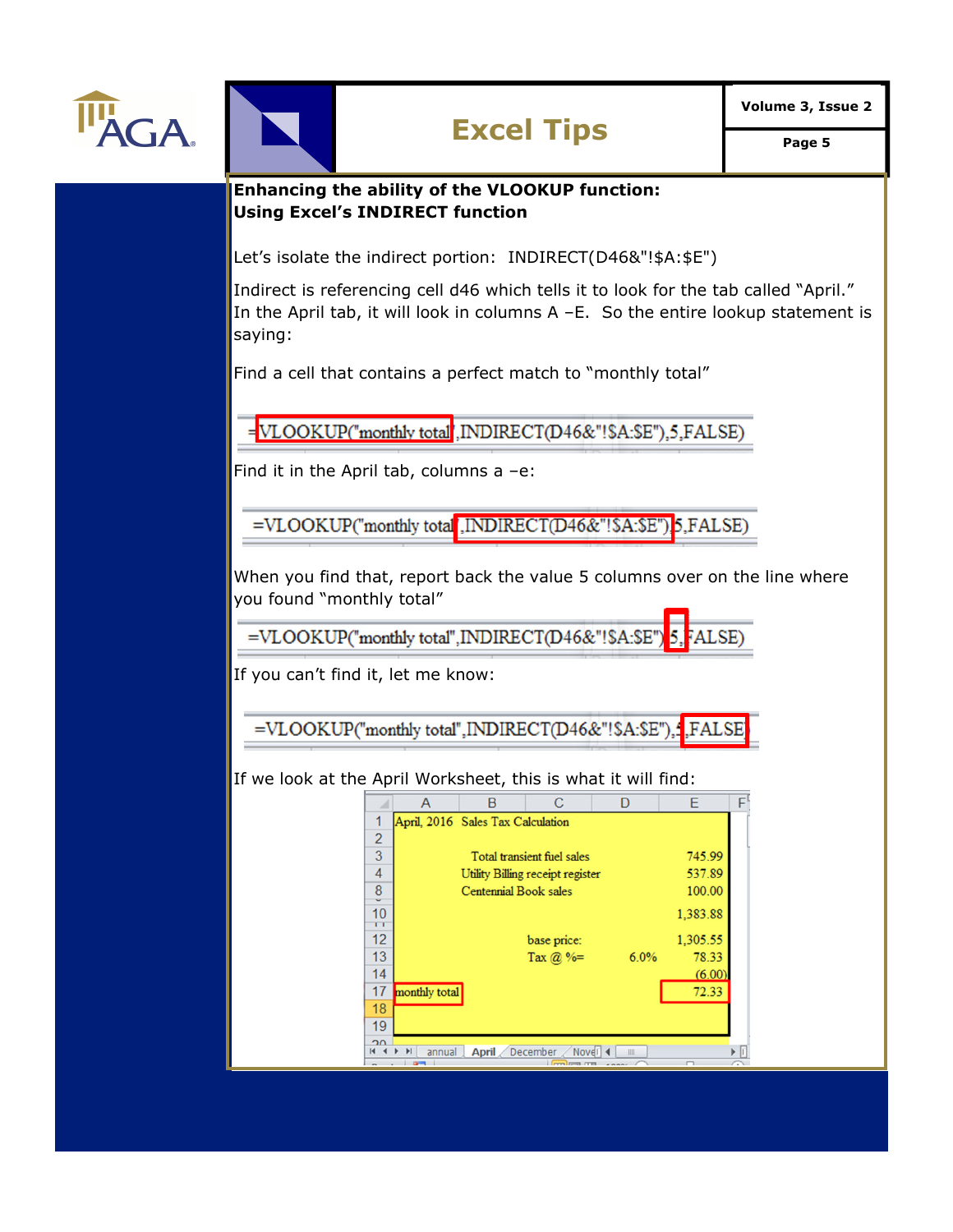## Enhancing the ability of the VLOOKUP function: Using Excel's INDIRECT function

Let's isolate the indirect portion: INDIRECT(D46&"!$A:$E")

Indirect is referencing cell d46 which tells it to look for the tab called "April." In the April tab, it will look in columns A –E. So the entire lookup statement is saying:

Find a cell that contains a perfect match to "monthly total"

```
=VLOOKUP("monthly total",INDIRECT(D46&"!$A:$E"),5,FALSE)
```

Find it in the April tab, columns a –e:

```
=VLOOKUP("monthly total",INDIRECT(D46&"!$A:$E"),5,FALSE)
```

When you find that, report back the value 5 columns over on the line where you found "monthly total"

```
=VLOOKUP("monthly total",INDIRECT(D46&"!$A:$E"),5,FALSE)
```

If you can't find it, let me know:

```
=VLOOKUP("monthly total",INDIRECT(D46&"!$A:$E"),5,FALSE)
```

If we look at the April Worksheet, this is what it will find:

| | A | B | C | D | E |
|---|---|---|---|---|---|
| 1 | April, 2016 | Sales Tax Calculation | | | |
| 2 | | | | | |
| 3 | | Total transient fuel sales | | | 745.99 |
| 4 | | Utility Billing receipt register | | | 537.89 |
| 8 | | Centennial Book sales | | | 100.00 |
| 10 | | | | | 1,383.88 |
| 12 | | | base price: | | 1,305.55 |
| 13 | | | Tax @ %= | 6.0% | 78.33 |
| 14 | | | | | (6.00) |
| 17 | monthly total | | | | 72.33 |
| 18 | | | | | |
| 19 | | | | | |

Tabs: annual | April | December | Novel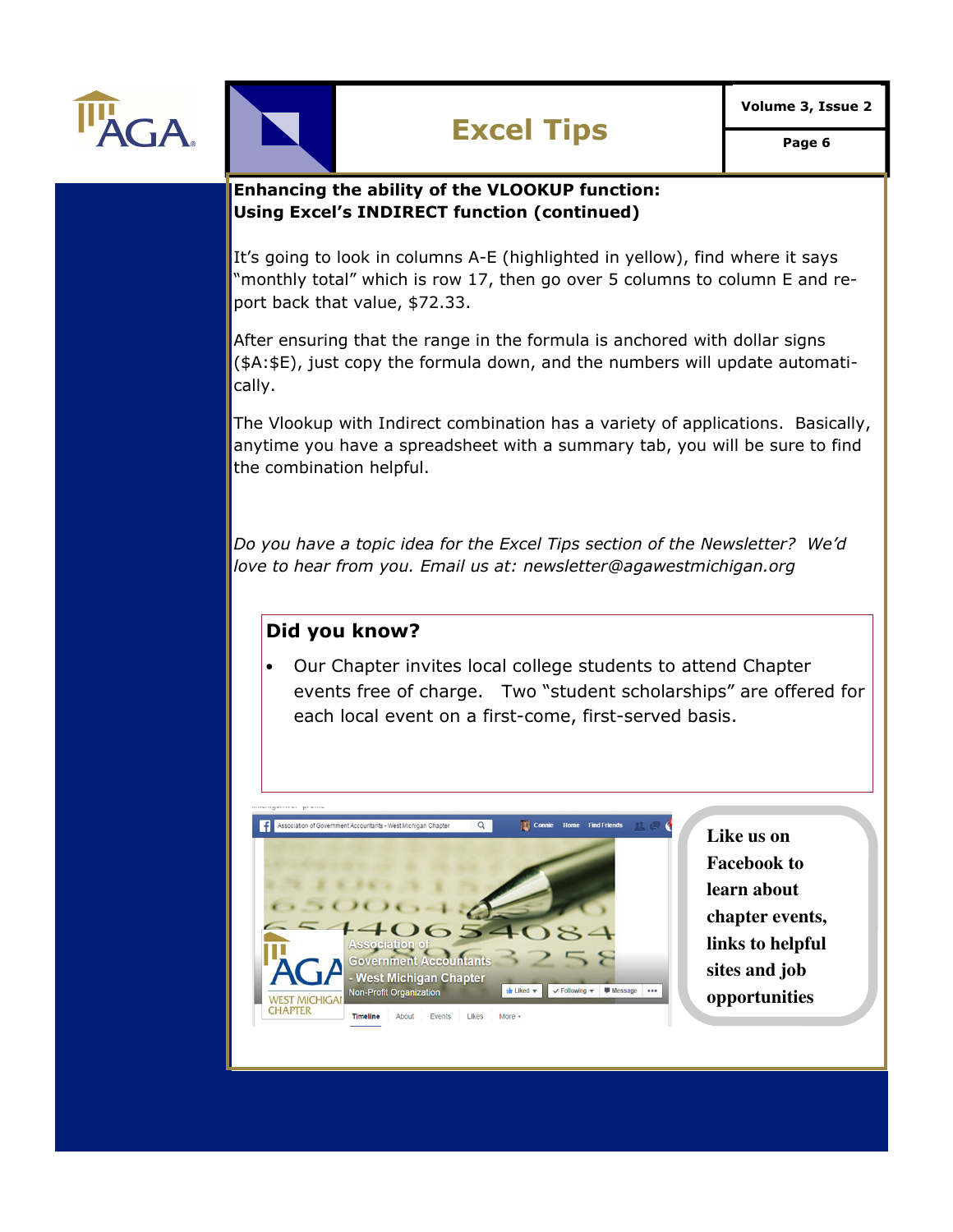# Excel Tips

## Enhancing the ability of the VLOOKUP function: Using Excel's INDIRECT function (continued)

It's going to look in columns A-E (highlighted in yellow), find where it says "monthly total" which is row 17, then go over 5 columns to column E and report back that value, $72.33.

After ensuring that the range in the formula is anchored with dollar signs ($A:$E), just copy the formula down, and the numbers will update automatically.

The Vlookup with Indirect combination has a variety of applications. Basically, anytime you have a spreadsheet with a summary tab, you will be sure to find the combination helpful.

*Do you have a topic idea for the Excel Tips section of the Newsletter? We'd love to hear from you. Email us at: newsletter@agawestmichigan.org*

### Did you know?

- Our Chapter invites local college students to attend Chapter events free of charge. Two "student scholarships" are offered for each local event on a first-come, first-served basis.

**Like us on Facebook to learn about chapter events, links to helpful sites and job opportunities**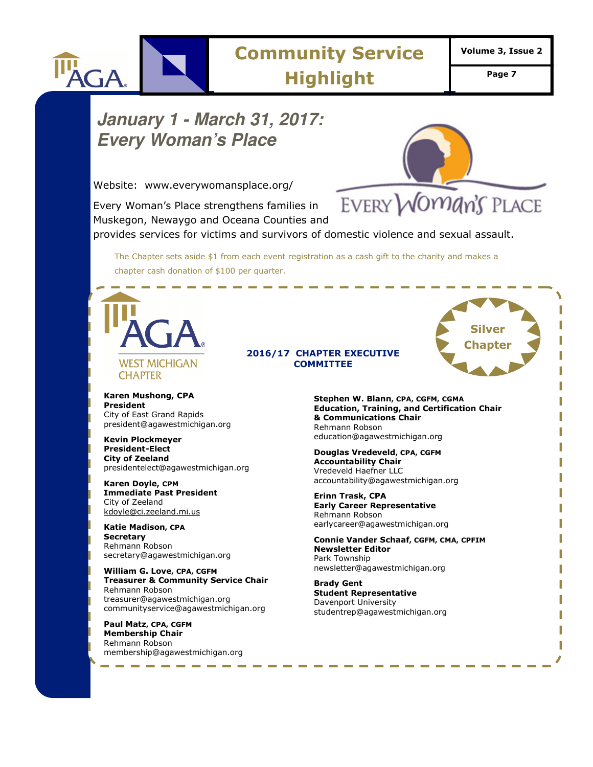# Community Service Highlight

## January 1 - March 31, 2017: Every Woman's Place

Website: www.everywomansplace.org/

Every Woman's Place strengthens families in Muskegon, Newaygo and Oceana Counties and provides services for victims and survivors of domestic violence and sexual assault.

The Chapter sets aside $1 from each event registration as a cash gift to the charity and makes a chapter cash donation of $100 per quarter.

---

AGA WEST MICHIGAN CHAPTER

Silver Chapter

### 2016/17 CHAPTER EXECUTIVE COMMITTEE

**Karen Mushong, CPA**
**President**
City of East Grand Rapids
president@agawestmichigan.org

**Kevin Plockmeyer**
**President-Elect**
**City of Zeeland**
presidentelect@agawestmichigan.org

**Karen Doyle, CPM**
**Immediate Past President**
City of Zeeland
kdoyle@ci.zeeland.mi.us

**Katie Madison, CPA**
**Secretary**
Rehmann Robson
secretary@agawestmichigan.org

**William G. Love, CPA, CGFM**
**Treasurer & Community Service Chair**
Rehmann Robson
treasurer@agawestmichigan.org
communityservice@agawestmichigan.org

**Paul Matz, CPA, CGFM**
**Membership Chair**
Rehmann Robson
membership@agawestmichigan.org

**Stephen W. Blann, CPA, CGFM, CGMA**
**Education, Training, and Certification Chair & Communications Chair**
Rehmann Robson
education@agawestmichigan.org

**Douglas Vredeveld, CPA, CGFM**
**Accountability Chair**
Vredeveld Haefner LLC
accountability@agawestmichigan.org

**Erinn Trask, CPA**
**Early Career Representative**
Rehmann Robson
earlycareer@agawestmichigan.org

**Connie Vander Schaaf, CGFM, CMA, CPFIM**
**Newsletter Editor**
Park Township
newsletter@agawestmichigan.org

**Brady Gent**
**Student Representative**
Davenport University
studentrep@agawestmichigan.org